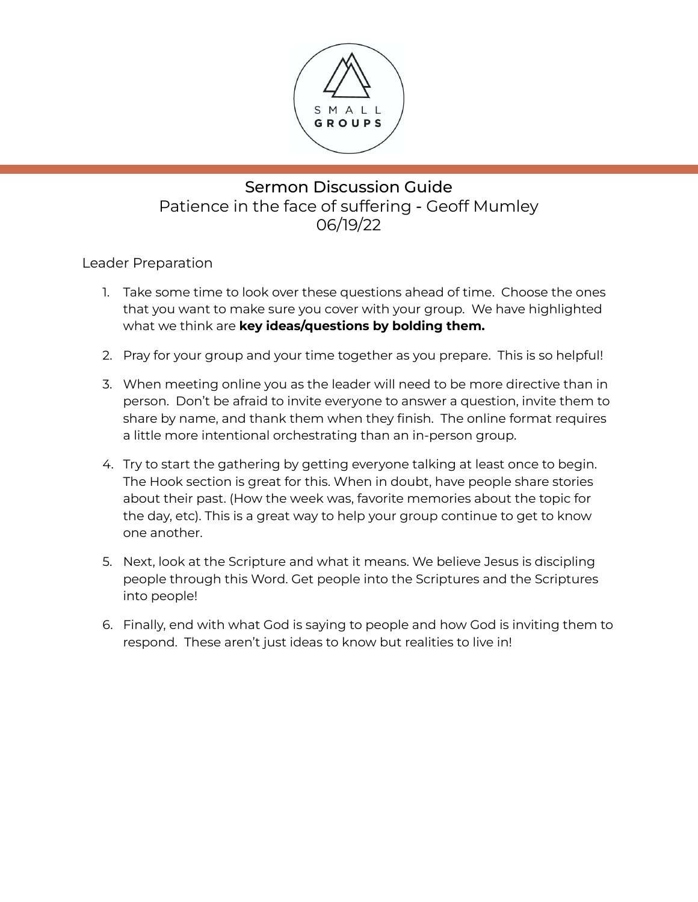SMALL GROUPS

# Sermon Discussion Guide

## Patience in the face of suffering - Geoff Mumley

## 06/19/22

Leader Preparation

1. Take some time to look over these questions ahead of time. Choose the ones that you want to make sure you cover with your group. We have highlighted what we think are **key ideas/questions by bolding them.**
2. Pray for your group and your time together as you prepare. This is so helpful!
3. When meeting online you as the leader will need to be more directive than in person. Don't be afraid to invite everyone to answer a question, invite them to share by name, and thank them when they finish. The online format requires a little more intentional orchestrating than an in-person group.
4. Try to start the gathering by getting everyone talking at least once to begin. The Hook section is great for this. When in doubt, have people share stories about their past. (How the week was, favorite memories about the topic for the day, etc). This is a great way to help your group continue to get to know one another.
5. Next, look at the Scripture and what it means. We believe Jesus is discipling people through this Word. Get people into the Scriptures and the Scriptures into people!
6. Finally, end with what God is saying to people and how God is inviting them to respond. These aren't just ideas to know but realities to live in!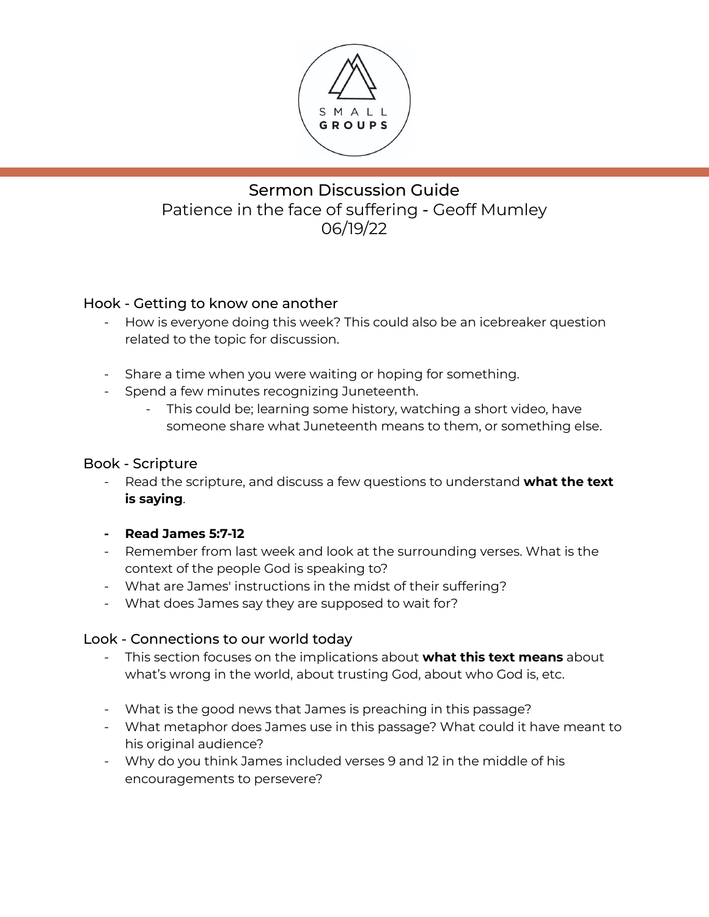SMALL GROUPS

# Sermon Discussion Guide

Patience in the face of suffering - Geoff Mumley
06/19/22

## Hook - Getting to know one another

- How is everyone doing this week? This could also be an icebreaker question related to the topic for discussion.

- Share a time when you were waiting or hoping for something.
- Spend a few minutes recognizing Juneteenth.
  - This could be; learning some history, watching a short video, have someone share what Juneteenth means to them, or something else.

## Book - Scripture

- Read the scripture, and discuss a few questions to understand **what the text is saying**.

- **Read James 5:7-12**
- Remember from last week and look at the surrounding verses. What is the context of the people God is speaking to?
- What are James' instructions in the midst of their suffering?
- What does James say they are supposed to wait for?

## Look - Connections to our world today

- This section focuses on the implications about **what this text means** about what's wrong in the world, about trusting God, about who God is, etc.

- What is the good news that James is preaching in this passage?
- What metaphor does James use in this passage? What could it have meant to his original audience?
- Why do you think James included verses 9 and 12 in the middle of his encouragements to persevere?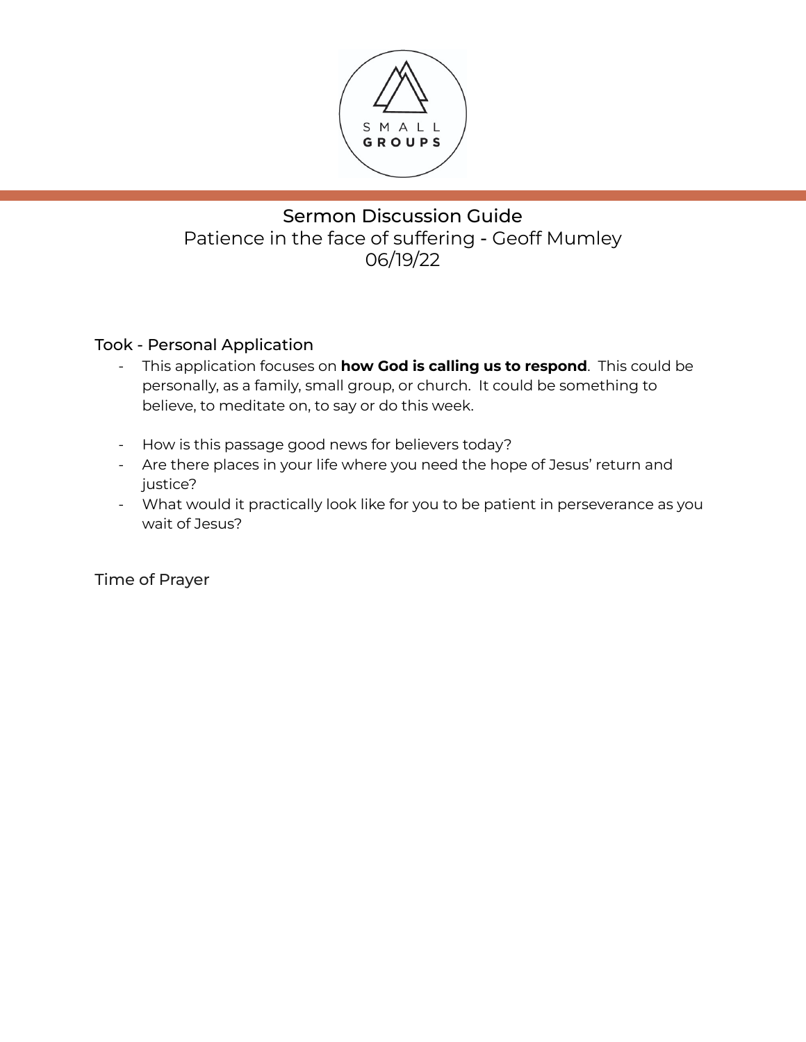SMALL GROUPS

# Sermon Discussion Guide

Patience in the face of suffering - Geoff Mumley

06/19/22

## Took - Personal Application

- This application focuses on **how God is calling us to respond**. This could be personally, as a family, small group, or church. It could be something to believe, to meditate on, to say or do this week.

- How is this passage good news for believers today?
- Are there places in your life where you need the hope of Jesus' return and justice?
- What would it practically look like for you to be patient in perseverance as you wait of Jesus?

## Time of Prayer